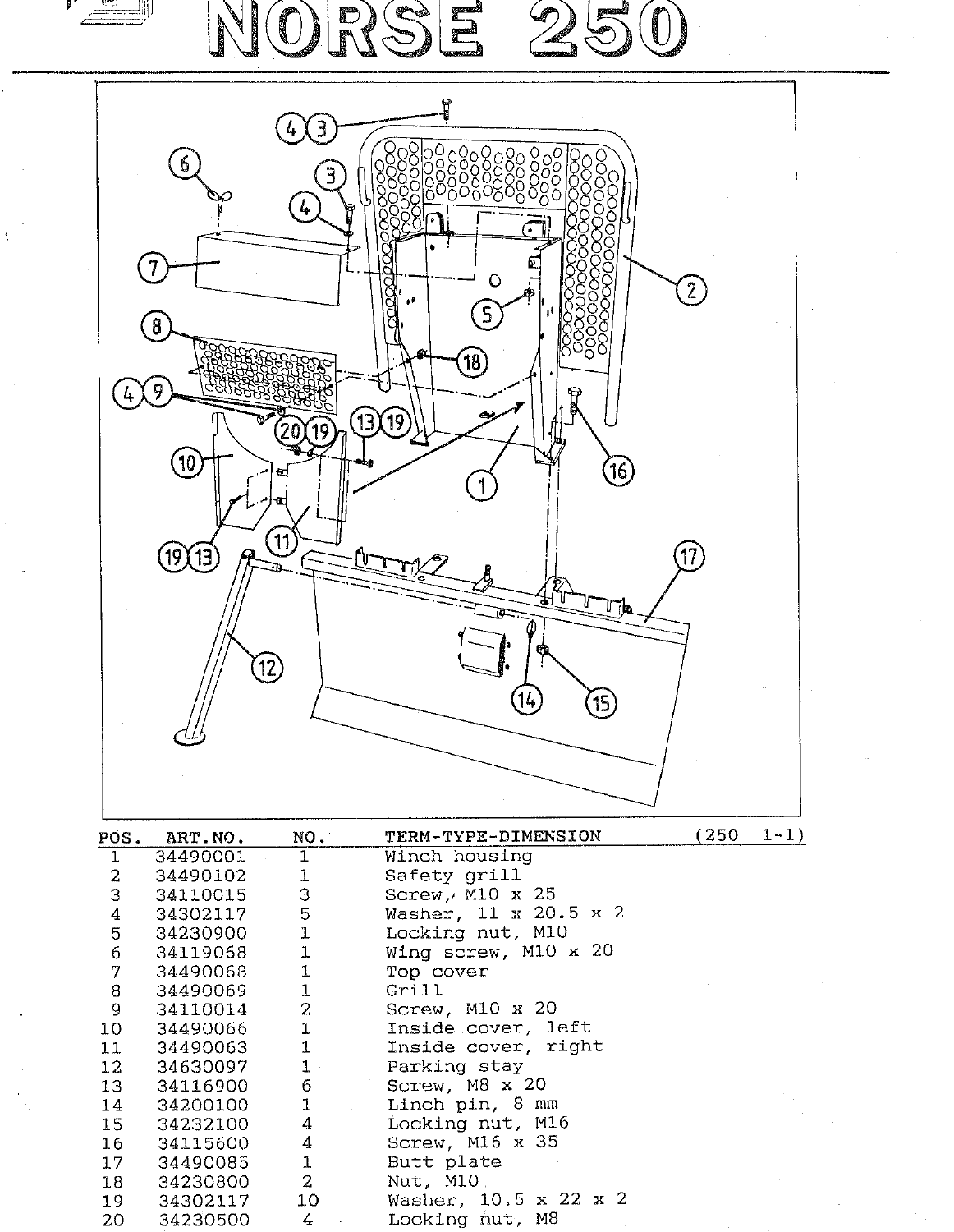# NORSE 250

| POS. | ART.NO. | NO. | TERM-TYPE-DIMENSION (250 1-1) |
|---|---|---|---|
| 1 | 34490001 | 1 | Winch housing |
| 2 | 34490102 | 1 | Safety grill |
| 3 | 34110015 | 3 | Screw, M10 x 25 |
| 4 | 34302117 | 5 | Washer, 11 x 20.5 x 2 |
| 5 | 34230900 | 1 | Locking nut, M10 |
| 6 | 34119068 | 1 | Wing screw, M10 x 20 |
| 7 | 34490068 | 1 | Top cover |
| 8 | 34490069 | 1 | Grill |
| 9 | 34110014 | 2 | Screw, M10 x 20 |
| 10 | 34490066 | 1 | Inside cover, left |
| 11 | 34490063 | 1 | Inside cover, right |
| 12 | 34630097 | 1 | Parking stay |
| 13 | 34116900 | 6 | Screw, M8 x 20 |
| 14 | 34200100 | 1 | Linch pin, 8 mm |
| 15 | 34232100 | 4 | Locking nut, M16 |
| 16 | 34115600 | 4 | Screw, M16 x 35 |
| 17 | 34490085 | 1 | Butt plate |
| 18 | 34230800 | 2 | Nut, M10 |
| 19 | 34302117 | 10 | Washer, 10.5 x 22 x 2 |
| 20 | 34230500 | 4 | Locking nut, M8 |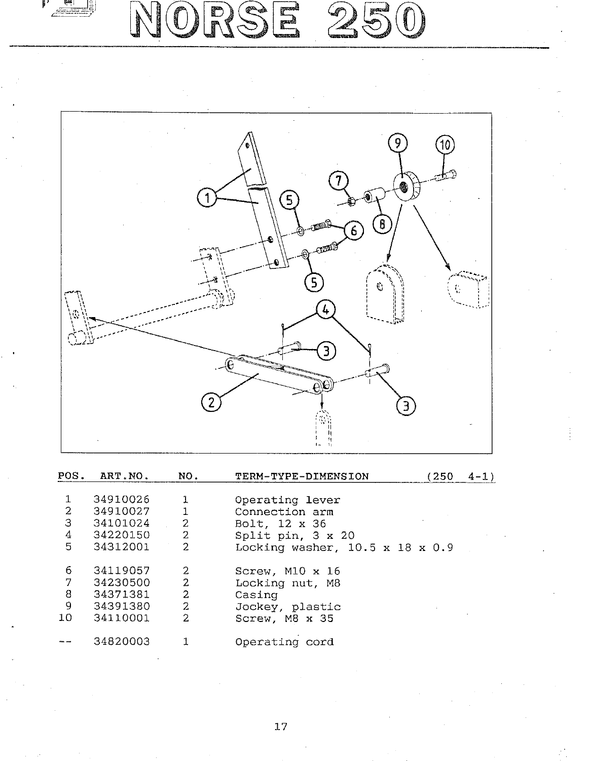# NORSE 250

| POS. | ART.NO. | NO. | TERM-TYPE-DIMENSION (250 4-1) |
|---|---|---|---|
| 1 | 34910026 | 1 | Operating lever |
| 2 | 34910027 | 1 | Connection arm |
| 3 | 34101024 | 2 | Bolt, 12 x 36 |
| 4 | 34220150 | 2 | Split pin, 3 x 20 |
| 5 | 34312001 | 2 | Locking washer, 10.5 x 18 x 0.9 |
| 6 | 34119057 | 2 | Screw, M10 x 16 |
| 7 | 34230500 | 2 | Locking nut, M8 |
| 8 | 34371381 | 2 | Casing |
| 9 | 34391380 | 2 | Jockey, plastic |
| 10 | 34110001 | 2 | Screw, M8 x 35 |
| -- | 34820003 | 1 | Operating cord |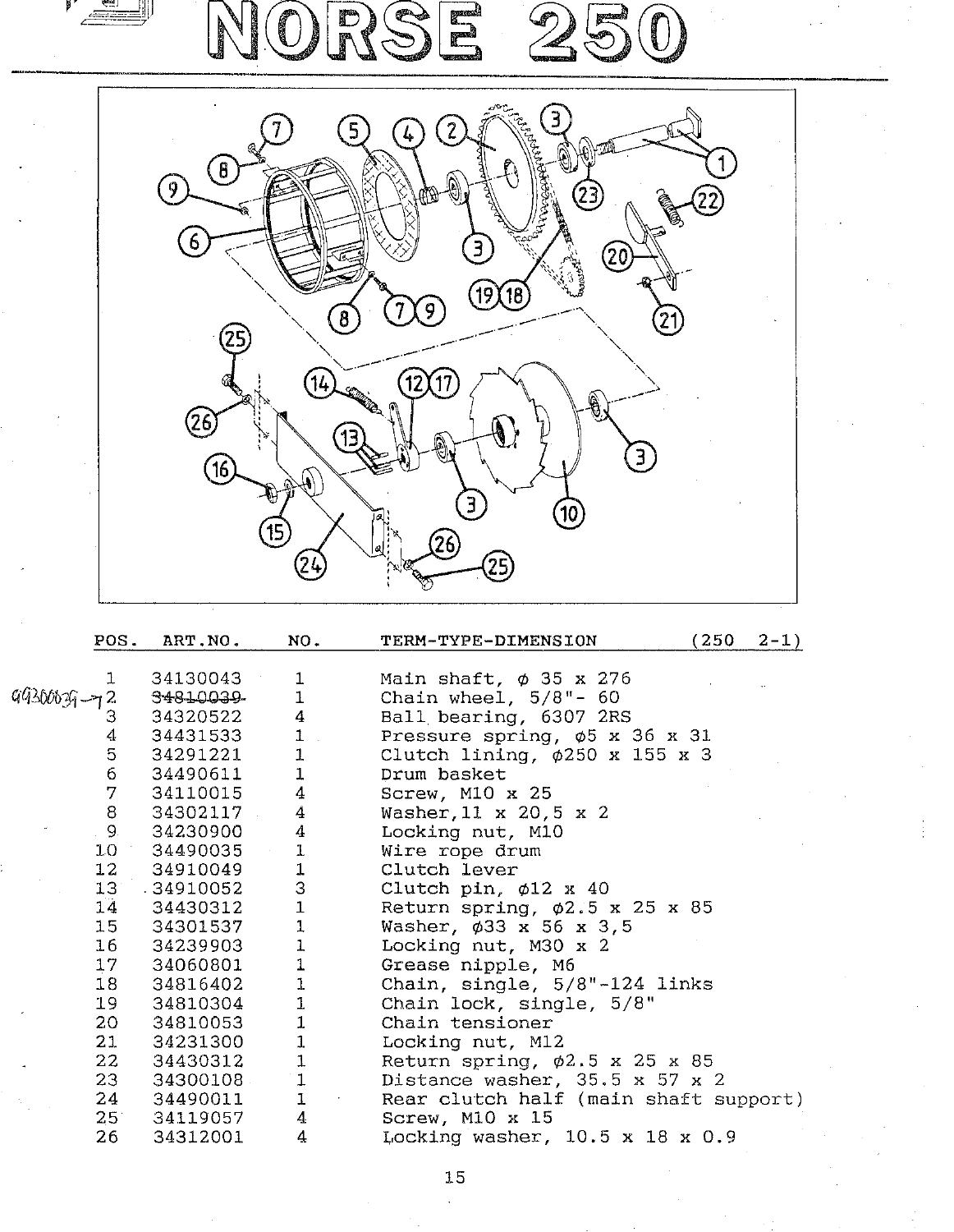# NORSE 250

| POS. | ART.NO. | NO. | TERM-TYPE-DIMENSION (250 2-1) |
|---|---|---|---|
| 1 | 34130043 | 1 | Main shaft, ϕ 35 x 276 |
| 2 | ~~34810039~~ 99300639 | 1 | Chain wheel, 5/8"- 60 |
| 3 | 34320522 | 4 | Ball bearing, 6307 2RS |
| 4 | 34431533 | 1 | Pressure spring, ϕ5 x 36 x 31 |
| 5 | 34291221 | 1 | Clutch lining, ϕ250 x 155 x 3 |
| 6 | 34490611 | 1 | Drum basket |
| 7 | 34110015 | 4 | Screw, M10 x 25 |
| 8 | 34302117 | 4 | Washer,11 x 20,5 x 2 |
| 9 | 34230900 | 4 | Locking nut, M10 |
| 10 | 34490035 | 1 | Wire rope drum |
| 12 | 34910049 | 1 | Clutch lever |
| 13 | 34910052 | 3 | Clutch pin, ϕ12 x 40 |
| 14 | 34430312 | 1 | Return spring, ϕ2.5 x 25 x 85 |
| 15 | 34301537 | 1 | Washer, ϕ33 x 56 x 3,5 |
| 16 | 34239903 | 1 | Locking nut, M30 x 2 |
| 17 | 34060801 | 1 | Grease nipple, M6 |
| 18 | 34816402 | 1 | Chain, single, 5/8"-124 links |
| 19 | 34810304 | 1 | Chain lock, single, 5/8" |
| 20 | 34810053 | 1 | Chain tensioner |
| 21 | 34231300 | 1 | Locking nut, M12 |
| 22 | 34430312 | 1 | Return spring, ϕ2.5 x 25 x 85 |
| 23 | 34300108 | 1 | Distance washer, 35.5 x 57 x 2 |
| 24 | 34490011 | 1 | Rear clutch half (main shaft support) |
| 25 | 34119057 | 4 | Screw, M10 x 15 |
| 26 | 34312001 | 4 | Locking washer, 10.5 x 18 x 0.9 |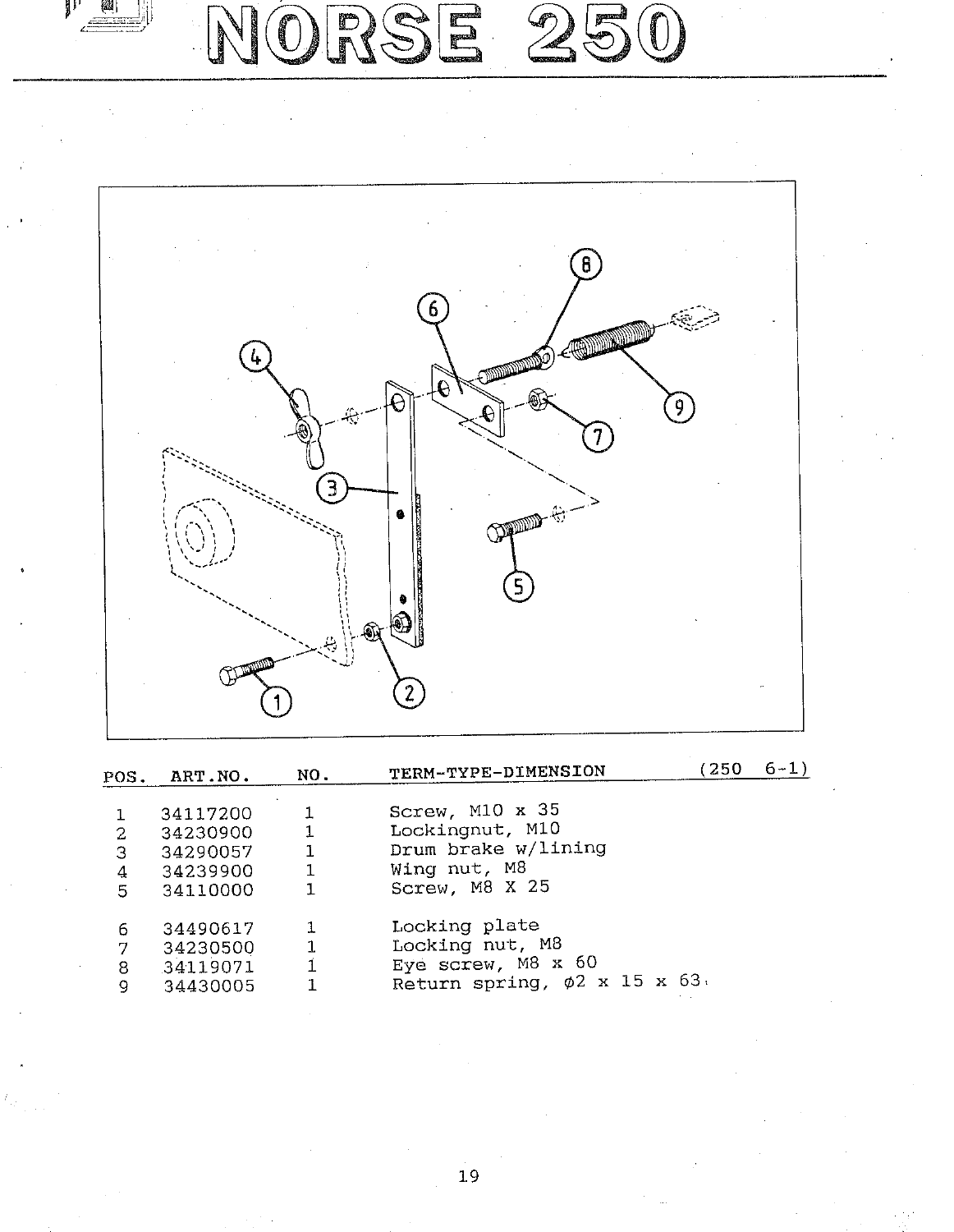# NORSE 250

1
2
3
4
5
6
7
8
9

| POS. | ART.NO. | NO. | TERM-TYPE-DIMENSION (250 6-1) |
|---|---|---|---|
| 1 | 34117200 | 1 | Screw, M10 x 35 |
| 2 | 34230900 | 1 | Lockingnut, M10 |
| 3 | 34290057 | 1 | Drum brake w/lining |
| 4 | 34239900 | 1 | Wing nut, M8 |
| 5 | 34110000 | 1 | Screw, M8 X 25 |
| 6 | 34490617 | 1 | Locking plate |
| 7 | 34230500 | 1 | Locking nut, M8 |
| 8 | 34119071 | 1 | Eye screw, M8 x 60 |
| 9 | 34430005 | 1 | Return spring, ϕ2 x 15 x 63 |